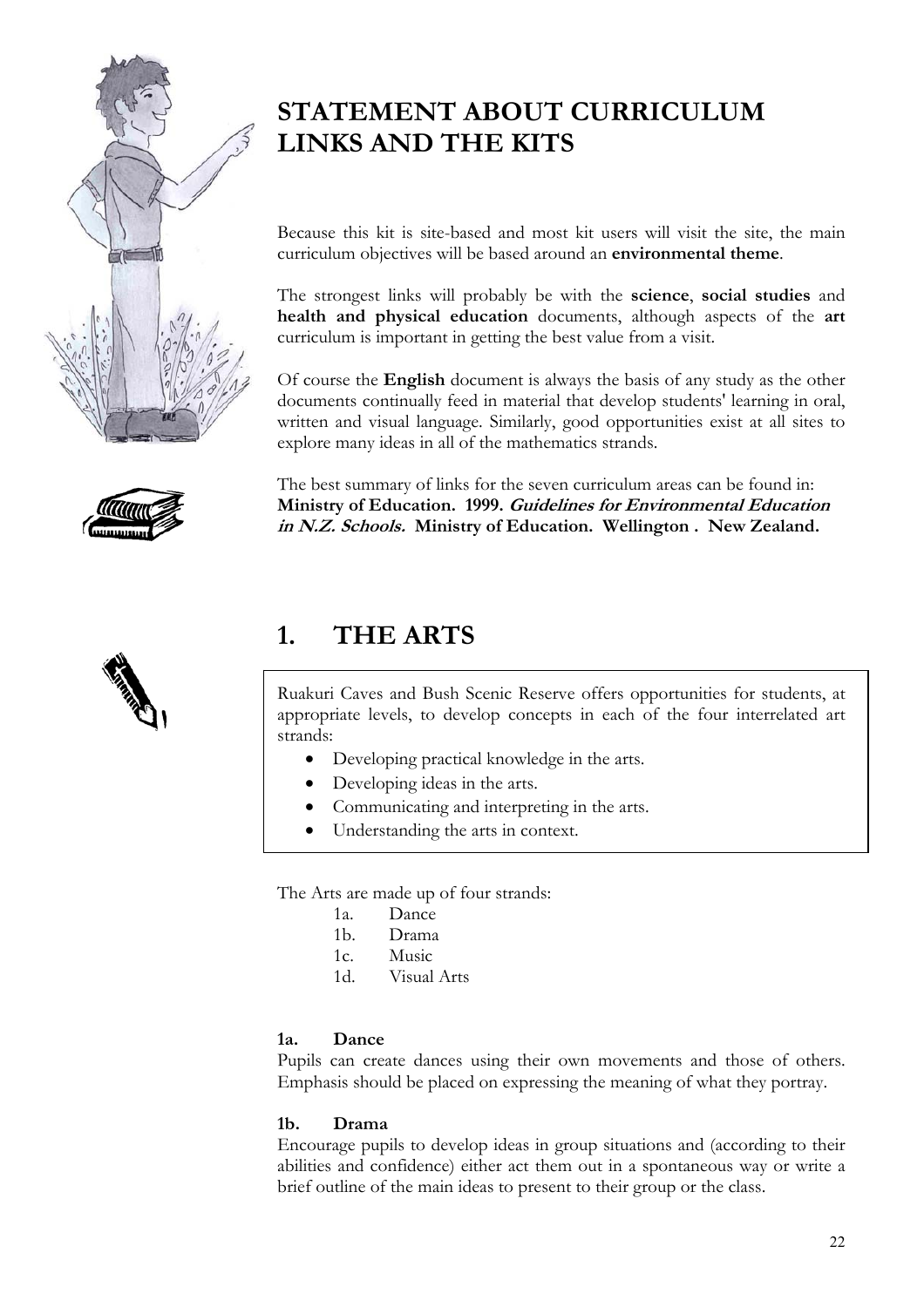# STATEMENT ABOUT CURRICULUM LINKS AND THE KITS

Because this kit is site-based and most kit users will visit the site, the main curriculum objectives will be based around an **environmental theme**.

The strongest links will probably be with the **science**, **social studies** and **health and physical education** documents, although aspects of the **art** curriculum is important in getting the best value from a visit.

Of course the **English** document is always the basis of any study as the other documents continually feed in material that develop students' learning in oral, written and visual language. Similarly, good opportunities exist at all sites to explore many ideas in all of the mathematics strands.

The best summary of links for the seven curriculum areas can be found in:
**Ministry of Education. 1999. *Guidelines for Environmental Education in N.Z. Schools.* Ministry of Education. Wellington . New Zealand.**

## 1. THE ARTS

Ruakuri Caves and Bush Scenic Reserve offers opportunities for students, at appropriate levels, to develop concepts in each of the four interrelated art strands:

- Developing practical knowledge in the arts.
- Developing ideas in the arts.
- Communicating and interpreting in the arts.
- Understanding the arts in context.

The Arts are made up of four strands:

1a. Dance
1b. Drama
1c. Music
1d. Visual Arts

### 1a. Dance

Pupils can create dances using their own movements and those of others. Emphasis should be placed on expressing the meaning of what they portray.

### 1b. Drama

Encourage pupils to develop ideas in group situations and (according to their abilities and confidence) either act them out in a spontaneous way or write a brief outline of the main ideas to present to their group or the class.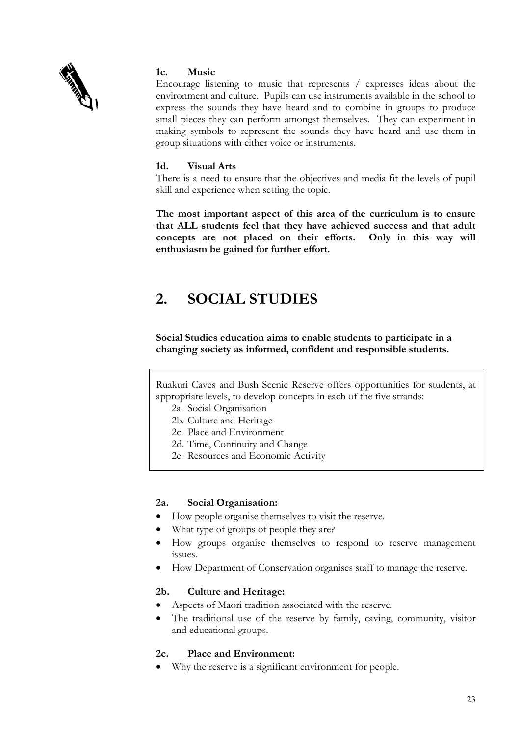### 1c. Music

Encourage listening to music that represents / expresses ideas about the environment and culture. Pupils can use instruments available in the school to express the sounds they have heard and to combine in groups to produce small pieces they can perform amongst themselves. They can experiment in making symbols to represent the sounds they have heard and use them in group situations with either voice or instruments.

### 1d. Visual Arts

There is a need to ensure that the objectives and media fit the levels of pupil skill and experience when setting the topic.

**The most important aspect of this area of the curriculum is to ensure that ALL students feel that they have achieved success and that adult concepts are not placed on their efforts. Only in this way will enthusiasm be gained for further effort.**

## 2. SOCIAL STUDIES

**Social Studies education aims to enable students to participate in a changing society as informed, confident and responsible students.**

Ruakuri Caves and Bush Scenic Reserve offers opportunities for students, at appropriate levels, to develop concepts in each of the five strands:

- 2a. Social Organisation
- 2b. Culture and Heritage
- 2c. Place and Environment
- 2d. Time, Continuity and Change
- 2e. Resources and Economic Activity

### 2a. Social Organisation:

- How people organise themselves to visit the reserve.
- What type of groups of people they are?
- How groups organise themselves to respond to reserve management issues.
- How Department of Conservation organises staff to manage the reserve.

### 2b. Culture and Heritage:

- Aspects of Maori tradition associated with the reserve.
- The traditional use of the reserve by family, caving, community, visitor and educational groups.

### 2c. Place and Environment:

- Why the reserve is a significant environment for people.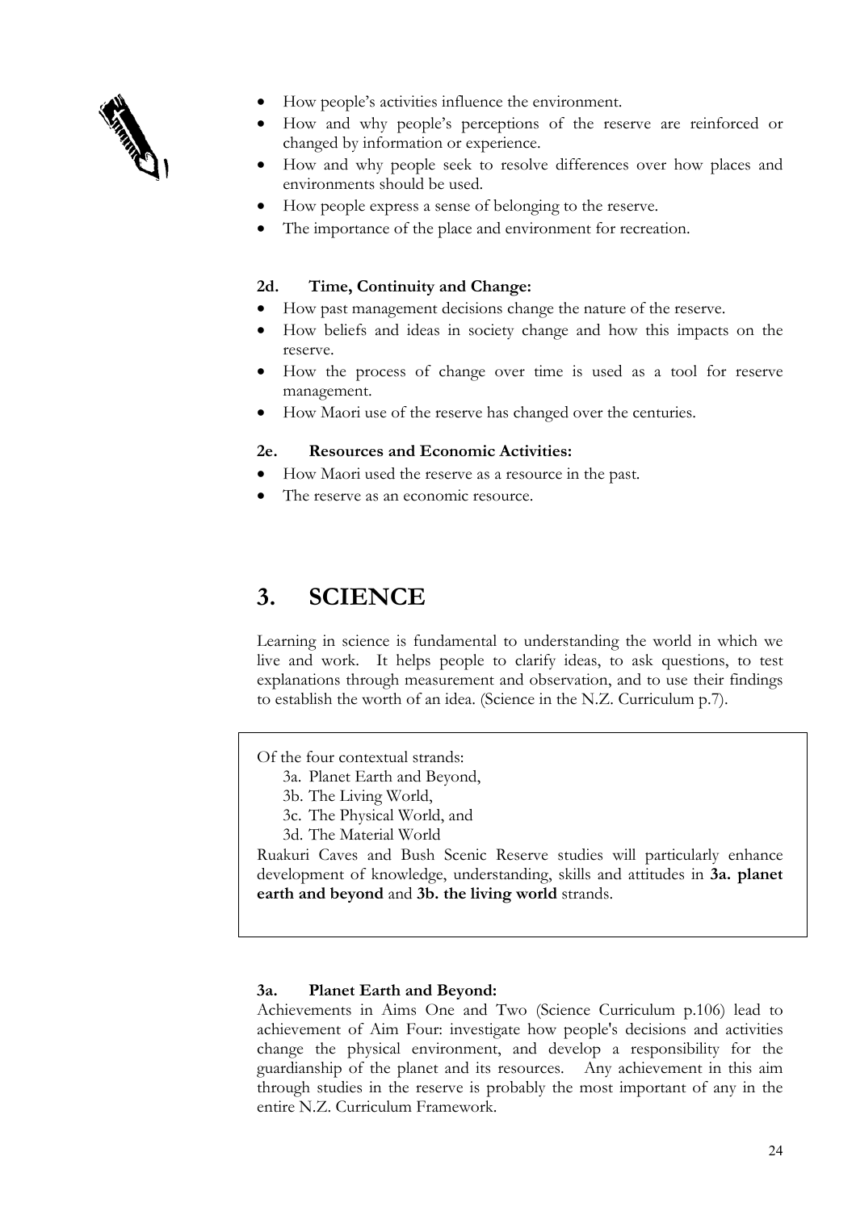- How people's activities influence the environment.
- How and why people's perceptions of the reserve are reinforced or changed by information or experience.
- How and why people seek to resolve differences over how places and environments should be used.
- How people express a sense of belonging to the reserve.
- The importance of the place and environment for recreation.

#### 2d. Time, Continuity and Change:

- How past management decisions change the nature of the reserve.
- How beliefs and ideas in society change and how this impacts on the reserve.
- How the process of change over time is used as a tool for reserve management.
- How Maori use of the reserve has changed over the centuries.

#### 2e. Resources and Economic Activities:

- How Maori used the reserve as a resource in the past.
- The reserve as an economic resource.

## 3. SCIENCE

Learning in science is fundamental to understanding the world in which we live and work. It helps people to clarify ideas, to ask questions, to test explanations through measurement and observation, and to use their findings to establish the worth of an idea. (Science in the N.Z. Curriculum p.7).

Of the four contextual strands:

3a. Planet Earth and Beyond,
3b. The Living World,
3c. The Physical World, and
3d. The Material World

Ruakuri Caves and Bush Scenic Reserve studies will particularly enhance development of knowledge, understanding, skills and attitudes in **3a. planet earth and beyond** and **3b. the living world** strands.

#### 3a. Planet Earth and Beyond:

Achievements in Aims One and Two (Science Curriculum p.106) lead to achievement of Aim Four: investigate how people's decisions and activities change the physical environment, and develop a responsibility for the guardianship of the planet and its resources. Any achievement in this aim through studies in the reserve is probably the most important of any in the entire N.Z. Curriculum Framework.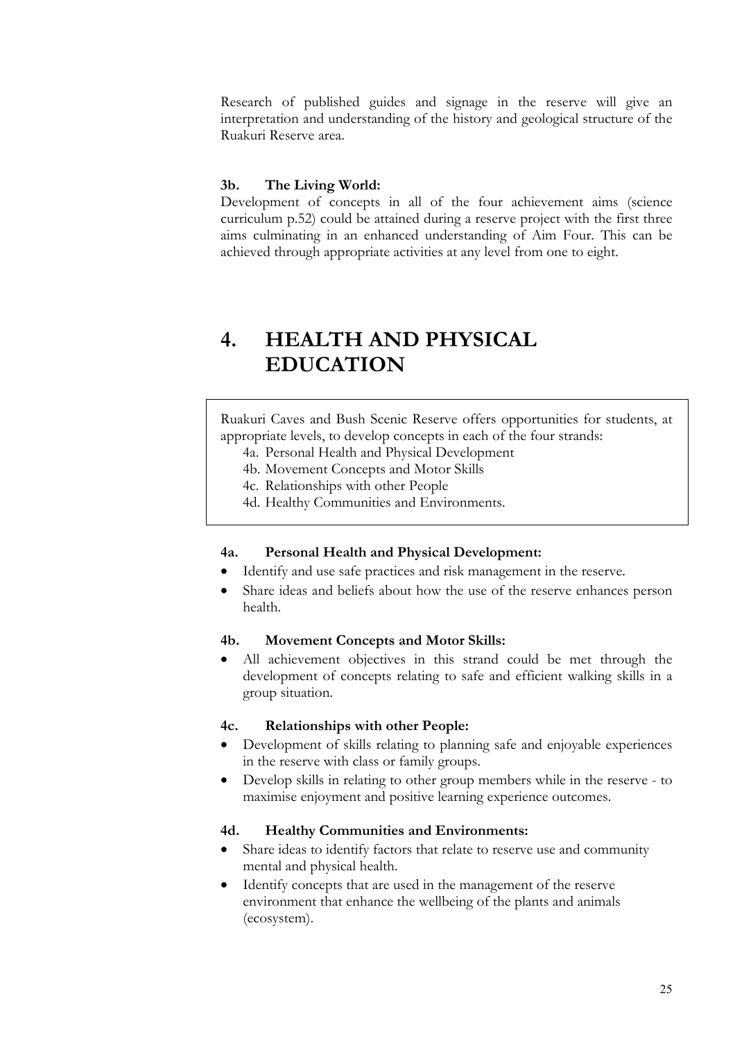Research of published guides and signage in the reserve will give an interpretation and understanding of the history and geological structure of the Ruakuri Reserve area.

### 3b. The Living World:

Development of concepts in all of the four achievement aims (science curriculum p.52) could be attained during a reserve project with the first three aims culminating in an enhanced understanding of Aim Four. This can be achieved through appropriate activities at any level from one to eight.

## 4. HEALTH AND PHYSICAL EDUCATION

Ruakuri Caves and Bush Scenic Reserve offers opportunities for students, at appropriate levels, to develop concepts in each of the four strands:

- 4a. Personal Health and Physical Development
- 4b. Movement Concepts and Motor Skills
- 4c. Relationships with other People
- 4d. Healthy Communities and Environments.

### 4a. Personal Health and Physical Development:

- Identify and use safe practices and risk management in the reserve.
- Share ideas and beliefs about how the use of the reserve enhances person health.

### 4b. Movement Concepts and Motor Skills:

- All achievement objectives in this strand could be met through the development of concepts relating to safe and efficient walking skills in a group situation.

### 4c. Relationships with other People:

- Development of skills relating to planning safe and enjoyable experiences in the reserve with class or family groups.
- Develop skills in relating to other group members while in the reserve - to maximise enjoyment and positive learning experience outcomes.

### 4d. Healthy Communities and Environments:

- Share ideas to identify factors that relate to reserve use and community mental and physical health.
- Identify concepts that are used in the management of the reserve environment that enhance the wellbeing of the plants and animals (ecosystem).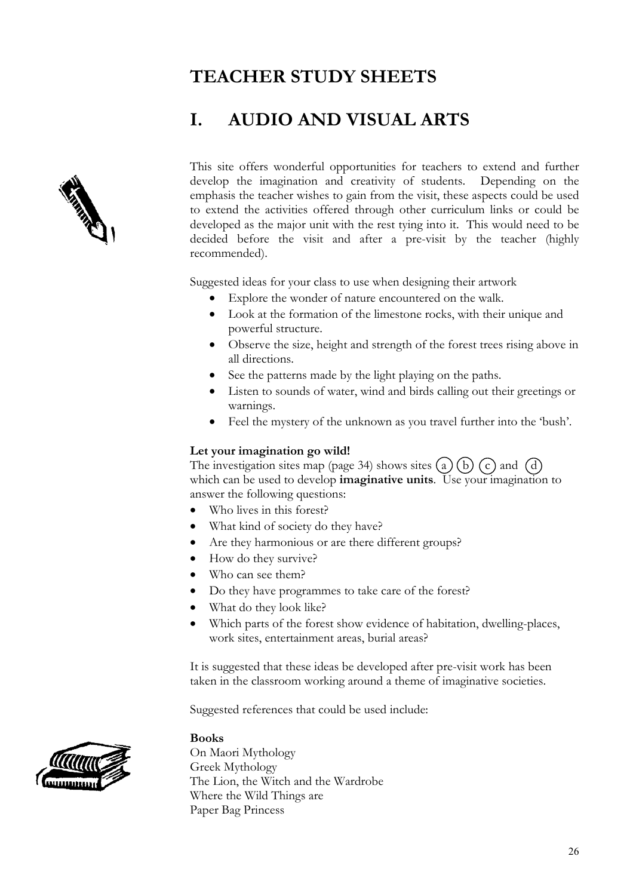# TEACHER STUDY SHEETS

## I. AUDIO AND VISUAL ARTS

This site offers wonderful opportunities for teachers to extend and further develop the imagination and creativity of students. Depending on the emphasis the teacher wishes to gain from the visit, these aspects could be used to extend the activities offered through other curriculum links or could be developed as the major unit with the rest tying into it. This would need to be decided before the visit and after a pre-visit by the teacher (highly recommended).

Suggested ideas for your class to use when designing their artwork

- Explore the wonder of nature encountered on the walk.
- Look at the formation of the limestone rocks, with their unique and powerful structure.
- Observe the size, height and strength of the forest trees rising above in all directions.
- See the patterns made by the light playing on the paths.
- Listen to sounds of water, wind and birds calling out their greetings or warnings.
- Feel the mystery of the unknown as you travel further into the 'bush'.

**Let your imagination go wild!**

The investigation sites map (page 34) shows sites (a) (b) (c) and (d) which can be used to develop **imaginative units**. Use your imagination to answer the following questions:

- Who lives in this forest?
- What kind of society do they have?
- Are they harmonious or are there different groups?
- How do they survive?
- Who can see them?
- Do they have programmes to take care of the forest?
- What do they look like?
- Which parts of the forest show evidence of habitation, dwelling-places, work sites, entertainment areas, burial areas?

It is suggested that these ideas be developed after pre-visit work has been taken in the classroom working around a theme of imaginative societies.

Suggested references that could be used include:

**Books**

On Maori Mythology
Greek Mythology
The Lion, the Witch and the Wardrobe
Where the Wild Things are
Paper Bag Princess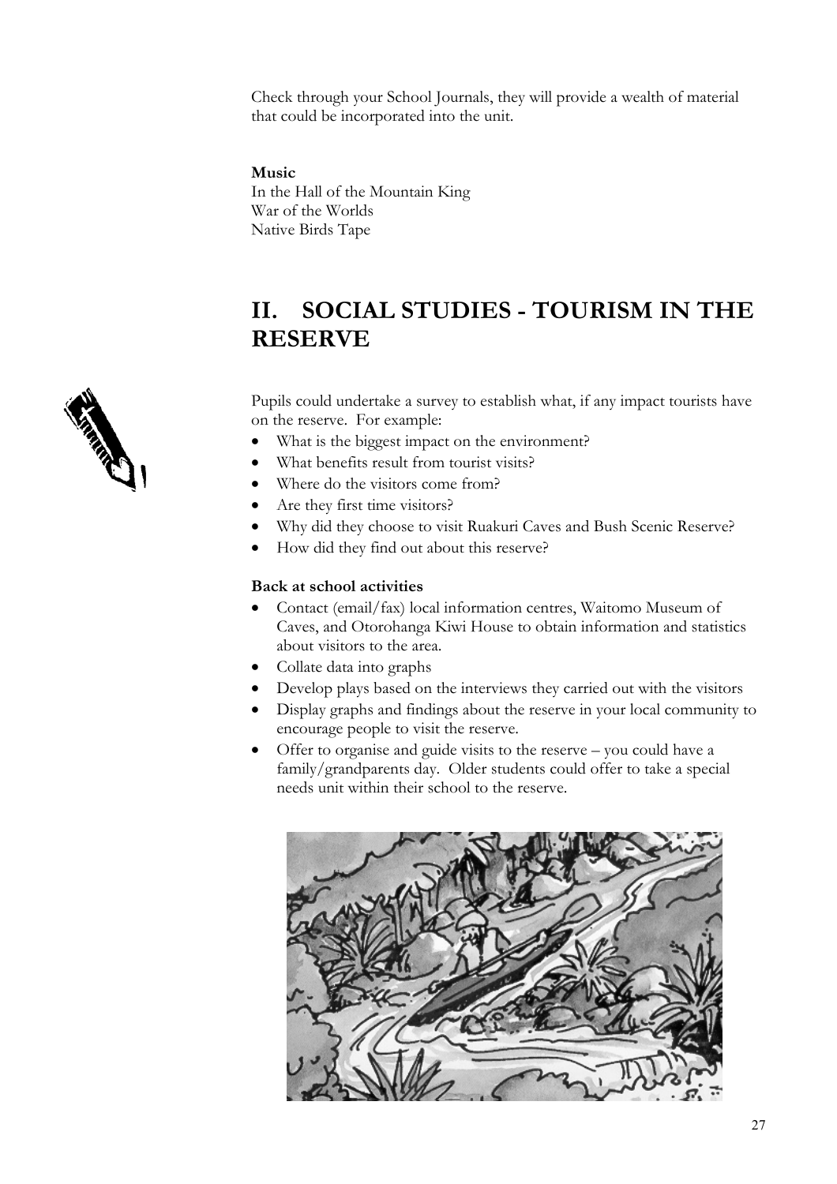Check through your School Journals, they will provide a wealth of material that could be incorporated into the unit.

**Music**
In the Hall of the Mountain King
War of the Worlds
Native Birds Tape

## II. SOCIAL STUDIES - TOURISM IN THE RESERVE

Pupils could undertake a survey to establish what, if any impact tourists have on the reserve. For example:

- What is the biggest impact on the environment?
- What benefits result from tourist visits?
- Where do the visitors come from?
- Are they first time visitors?
- Why did they choose to visit Ruakuri Caves and Bush Scenic Reserve?
- How did they find out about this reserve?

**Back at school activities**

- Contact (email/fax) local information centres, Waitomo Museum of Caves, and Otorohanga Kiwi House to obtain information and statistics about visitors to the area.
- Collate data into graphs
- Develop plays based on the interviews they carried out with the visitors
- Display graphs and findings about the reserve in your local community to encourage people to visit the reserve.
- Offer to organise and guide visits to the reserve – you could have a family/grandparents day. Older students could offer to take a special needs unit within their school to the reserve.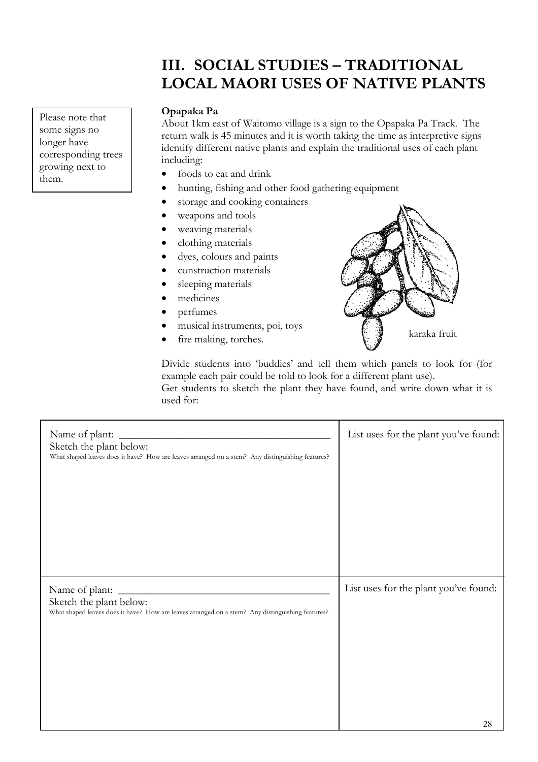# III. SOCIAL STUDIES – TRADITIONAL LOCAL MAORI USES OF NATIVE PLANTS

Please note that some signs no longer have corresponding trees growing next to them.

**Opapaka Pa**

About 1km east of Waitomo village is a sign to the Opapaka Pa Track. The return walk is 45 minutes and it is worth taking the time as interpretive signs identify different native plants and explain the traditional uses of each plant including:

- foods to eat and drink
- hunting, fishing and other food gathering equipment
- storage and cooking containers
- weapons and tools
- weaving materials
- clothing materials
- dyes, colours and paints
- construction materials
- sleeping materials
- medicines
- perfumes
- musical instruments, poi, toys
- fire making, torches.

karaka fruit

Divide students into 'buddies' and tell them which panels to look for (for example each pair could be told to look for a different plant use).
Get students to sketch the plant they have found, and write down what it is used for:

| Name of plant: ______________________<br>Sketch the plant below:<br>What shaped leaves does it have? How are leaves arranged on a stem? Any distinguishing features? | List uses for the plant you've found: |
|---|---|
| Name of plant: ______________________<br>Sketch the plant below:<br>What shaped leaves does it have? How are leaves arranged on a stem? Any distinguishing features? | List uses for the plant you've found: |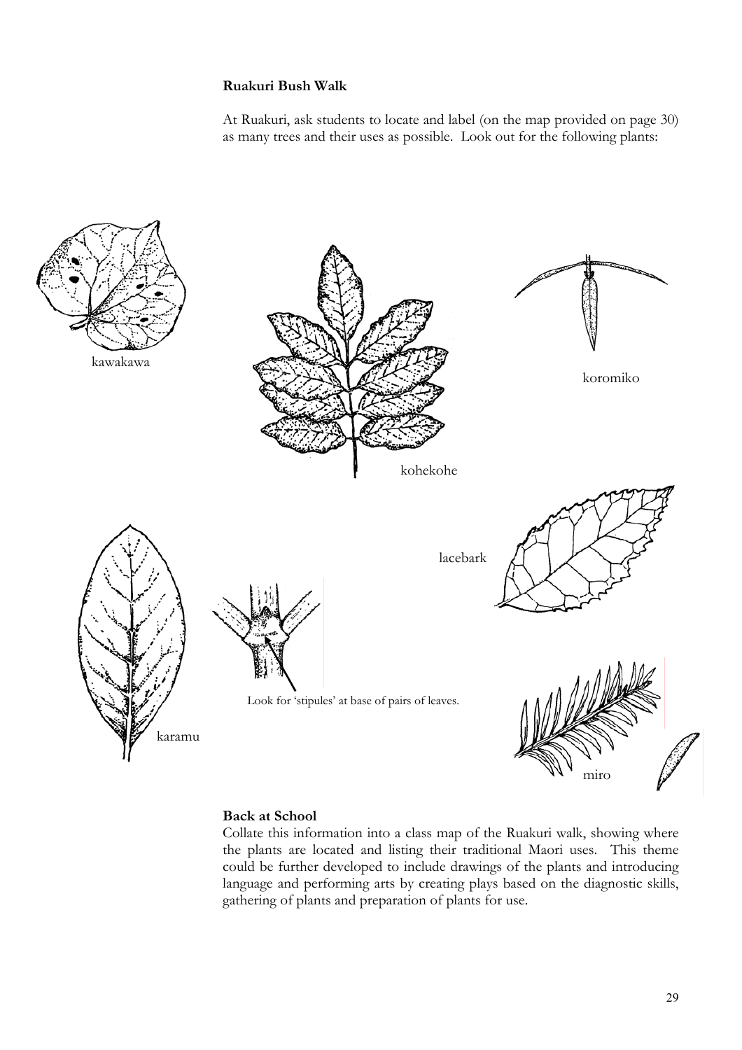**Ruakuri Bush Walk**

At Ruakuri, ask students to locate and label (on the map provided on page 30) as many trees and their uses as possible. Look out for the following plants:

kawakawa

kohekohe

koromiko

lacebark

karamu

Look for 'stipules' at base of pairs of leaves.

miro

**Back at School**

Collate this information into a class map of the Ruakuri walk, showing where the plants are located and listing their traditional Maori uses. This theme could be further developed to include drawings of the plants and introducing language and performing arts by creating plays based on the diagnostic skills, gathering of plants and preparation of plants for use.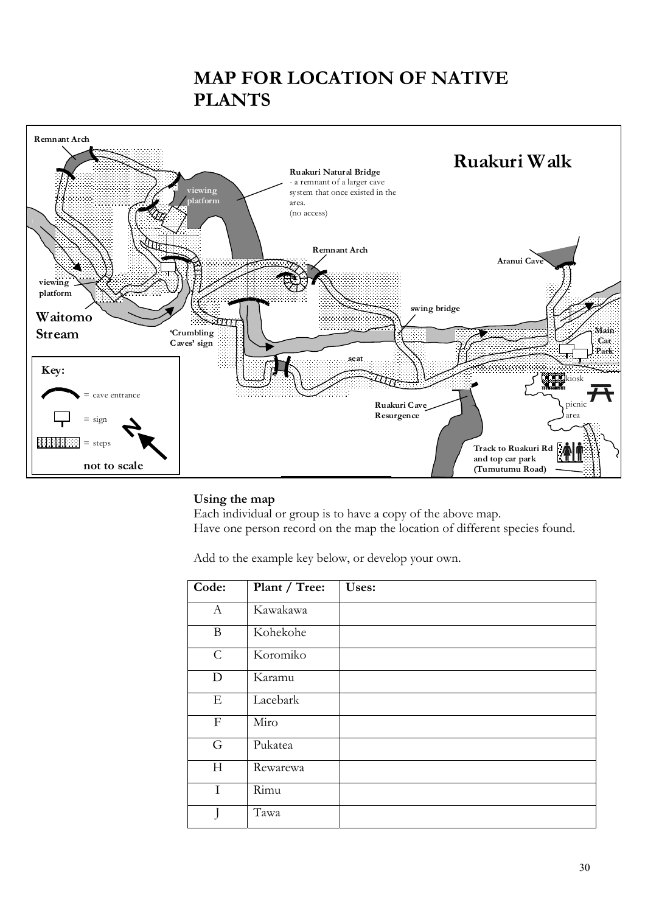# MAP FOR LOCATION OF NATIVE PLANTS

Ruakuri Walk

Remnant Arch

Ruakuri Natural Bridge
- a remnant of a larger cave system that once existed in the area.
(no access)

viewing platform

Remnant Arch

Aranui Cave

viewing platform

swing bridge

Waitomo Stream

'Crumbling Caves' sign

Main Car Park

seat

kiosk

Key:
= cave entrance
= sign
= steps
not to scale

Ruakuri Cave Resurgence

picnic area

Track to Ruakuri Rd and top car park (Tumutumu Road)

**Using the map**
Each individual or group is to have a copy of the above map.
Have one person record on the map the location of different species found.

Add to the example key below, or develop your own.

| Code: | Plant / Tree: | Uses: |
|---|---|---|
| A | Kawakawa | |
| B | Kohekohe | |
| C | Koromiko | |
| D | Karamu | |
| E | Lacebark | |
| F | Miro | |
| G | Pukatea | |
| H | Rewarewa | |
| I | Rimu | |
| J | Tawa | |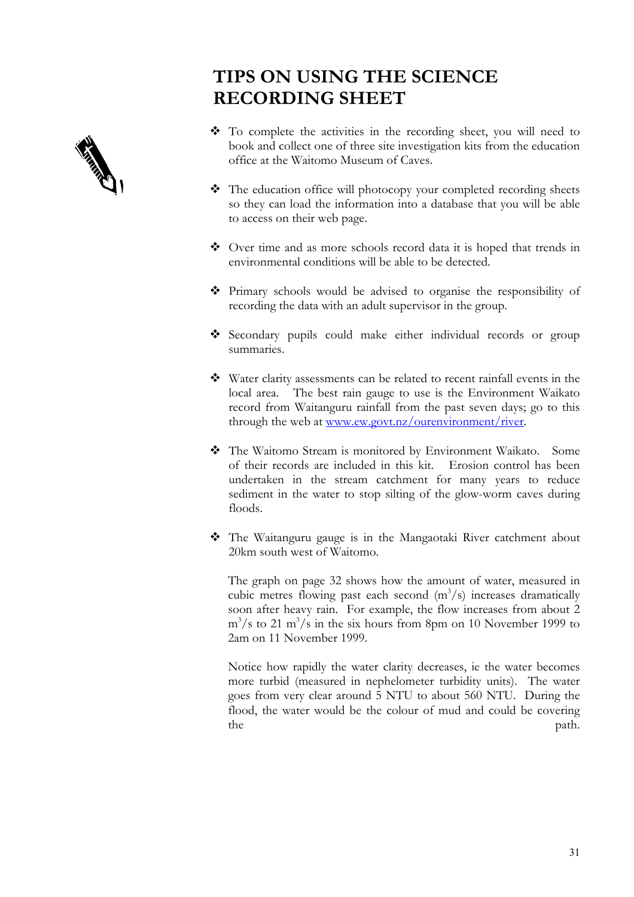# TIPS ON USING THE SCIENCE RECORDING SHEET

- To complete the activities in the recording sheet, you will need to book and collect one of three site investigation kits from the education office at the Waitomo Museum of Caves.

- The education office will photocopy your completed recording sheets so they can load the information into a database that you will be able to access on their web page.

- Over time and as more schools record data it is hoped that trends in environmental conditions will be able to be detected.

- Primary schools would be advised to organise the responsibility of recording the data with an adult supervisor in the group.

- Secondary pupils could make either individual records or group summaries.

- Water clarity assessments can be related to recent rainfall events in the local area. The best rain gauge to use is the Environment Waikato record from Waitanguru rainfall from the past seven days; go to this through the web at www.ew.govt.nz/ourenvironment/river.

- The Waitomo Stream is monitored by Environment Waikato. Some of their records are included in this kit. Erosion control has been undertaken in the stream catchment for many years to reduce sediment in the water to stop silting of the glow-worm caves during floods.

- The Waitanguru gauge is in the Mangaotaki River catchment about 20km south west of Waitomo.

  The graph on page 32 shows how the amount of water, measured in cubic metres flowing past each second ($m^3/s$) increases dramatically soon after heavy rain. For example, the flow increases from about 2 $m^3/s$ to 21 $m^3/s$ in the six hours from 8pm on 10 November 1999 to 2am on 11 November 1999.

  Notice how rapidly the water clarity decreases, ie the water becomes more turbid (measured in nephelometer turbidity units). The water goes from very clear around 5 NTU to about 560 NTU. During the flood, the water would be the colour of mud and could be covering the path.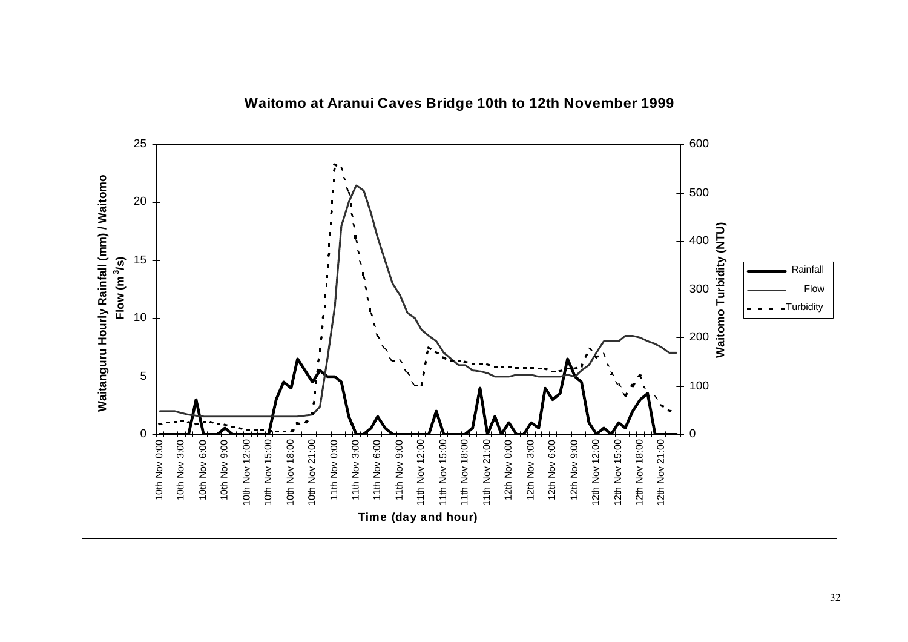**Waitomo at Aranui Caves Bridge 10th to 12th November 1999**

Waitanguru Hourly Rainfall (mm) / Waitomo Flow ($m^3/s$)

Waitomo Turbidity (NTU)

Rainfall

Flow

Turbidity

Time (day and hour)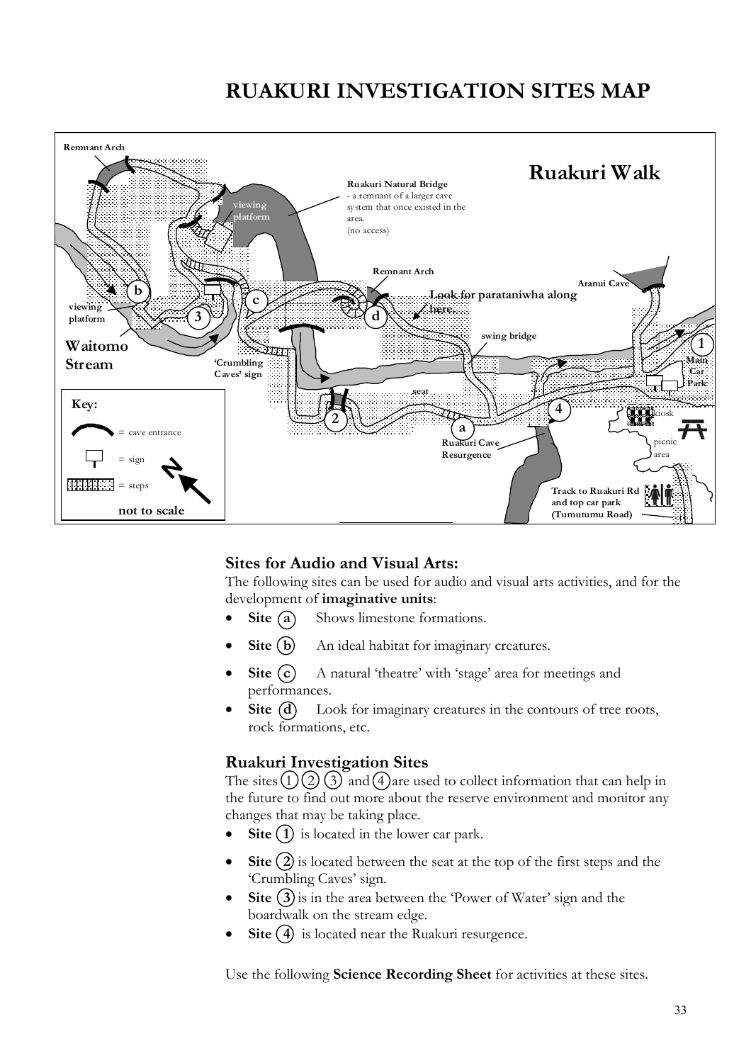# RUAKURI INVESTIGATION SITES MAP

Ruakuri Walk

Remnant Arch

Ruakuri Natural Bridge
- a remnant of a larger cave system that once existed in the area.
(no access)

viewing platform

Remnant Arch

Aranui Cave

Look for parataniwha along here.

viewing platform

Waitomo Stream

swing bridge

'Crumbling Caves' sign

Main Car Park

seat

kiosk

Ruakuri Cave Resurgence

picnic area

Track to Ruakuri Rd and top car park (Tumutumu Road)

Key:

= cave entrance

= sign

= steps

not to scale

## Sites for Audio and Visual Arts:

The following sites can be used for audio and visual arts activities, and for the development of **imaginative units**:

- **Site (a)** Shows limestone formations.
- **Site (b)** An ideal habitat for imaginary creatures.
- **Site (c)** A natural 'theatre' with 'stage' area for meetings and performances.
- **Site (d)** Look for imaginary creatures in the contours of tree roots, rock formations, etc.

## Ruakuri Investigation Sites

The sites (1) (2) (3) and (4) are used to collect information that can help in the future to find out more about the reserve environment and monitor any changes that may be taking place.

- **Site (1)** is located in the lower car park.
- **Site (2)** is located between the seat at the top of the first steps and the 'Crumbling Caves' sign.
- **Site (3)** is in the area between the 'Power of Water' sign and the boardwalk on the stream edge.
- **Site (4)** is located near the Ruakuri resurgence.

Use the following **Science Recording Sheet** for activities at these sites.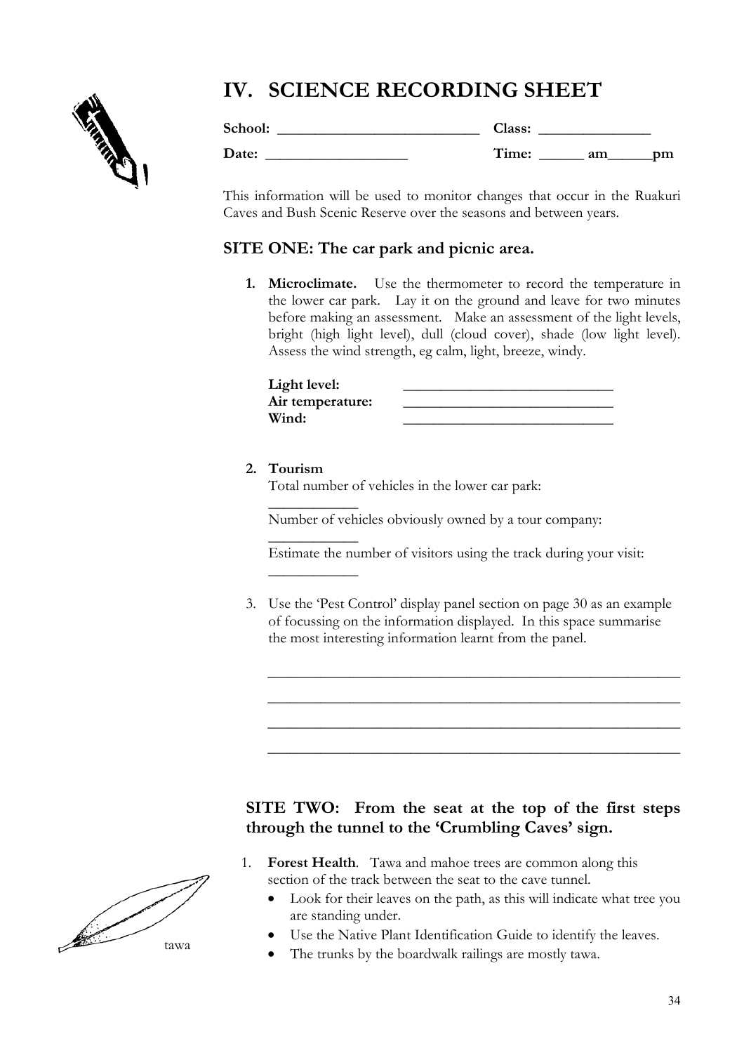# IV. SCIENCE RECORDING SHEET

**School:** ___________________________ **Class:** _______________

**Date:** ___________________ **Time:** ______ am______pm

This information will be used to monitor changes that occur in the Ruakuri Caves and Bush Scenic Reserve over the seasons and between years.

## SITE ONE: The car park and picnic area.

1. **Microclimate.** Use the thermometer to record the temperature in the lower car park. Lay it on the ground and leave for two minutes before making an assessment. Make an assessment of the light levels, bright (high light level), dull (cloud cover), shade (low light level). Assess the wind strength, eg calm, light, breeze, windy.

   **Light level:** _____________________________
   **Air temperature:** _____________________________
   **Wind:** _____________________________

2. **Tourism**
   Total number of vehicles in the lower car park: ____________
   Number of vehicles obviously owned by a tour company: ____________
   Estimate the number of visitors using the track during your visit: ____________

3. Use the 'Pest Control' display panel section on page 30 as an example of focussing on the information displayed. In this space summarise the most interesting information learnt from the panel.

   ________________________________________________________
   ________________________________________________________
   ________________________________________________________
   ________________________________________________________

## SITE TWO: From the seat at the top of the first steps through the tunnel to the 'Crumbling Caves' sign.

1. **Forest Health**. Tawa and mahoe trees are common along this section of the track between the seat to the cave tunnel.
   - Look for their leaves on the path, as this will indicate what tree you are standing under.
   - Use the Native Plant Identification Guide to identify the leaves.
   - The trunks by the boardwalk railings are mostly tawa.

tawa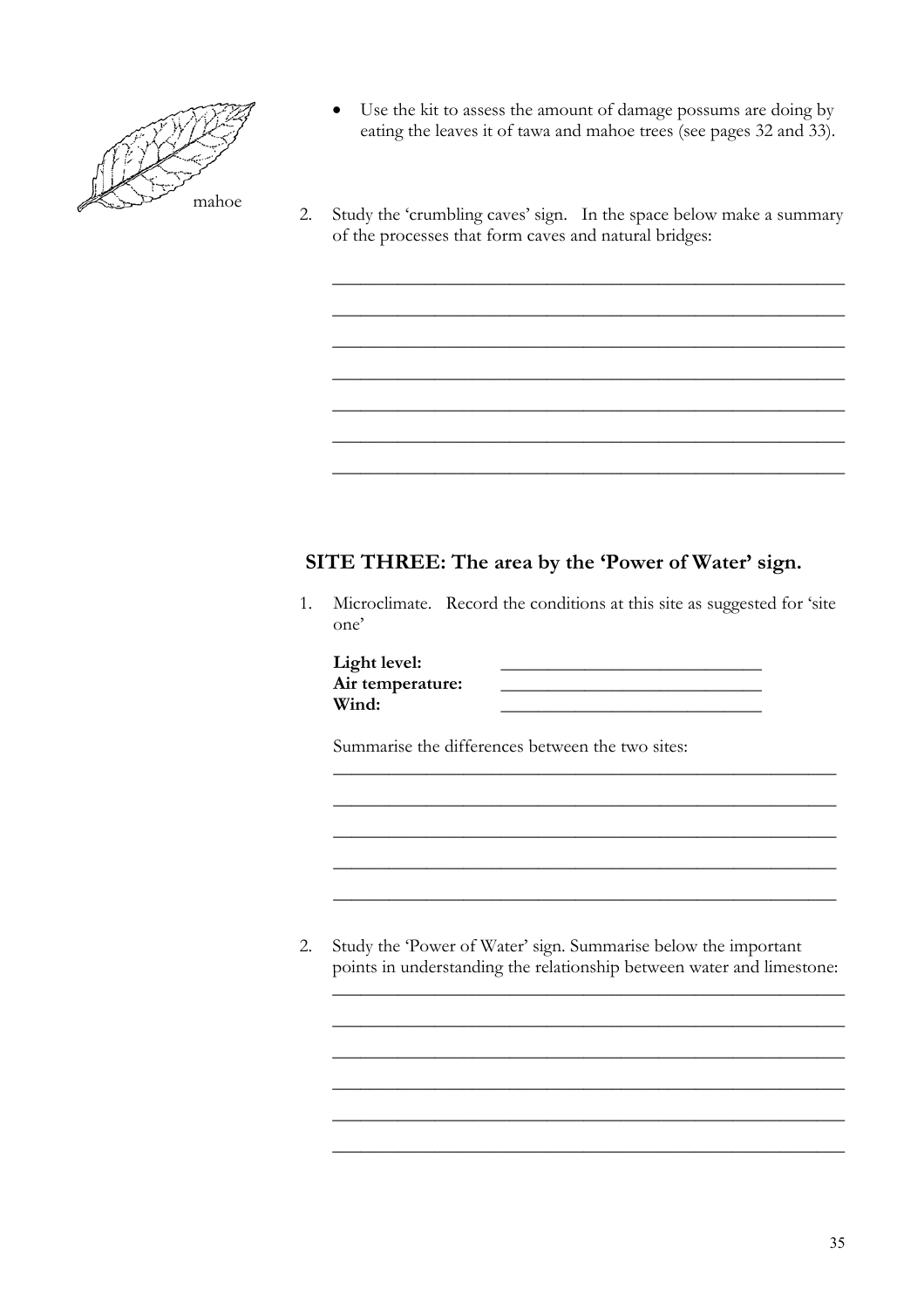mahoe

- Use the kit to assess the amount of damage possums are doing by eating the leaves it of tawa and mahoe trees (see pages 32 and 33).

2. Study the 'crumbling caves' sign. In the space below make a summary of the processes that form caves and natural bridges:

_______________________________________________________________

_______________________________________________________________

_______________________________________________________________

_______________________________________________________________

_______________________________________________________________

_______________________________________________________________

_______________________________________________________________

## SITE THREE: The area by the 'Power of Water' sign.

1. Microclimate. Record the conditions at this site as suggested for 'site one'

   **Light level:** ______________________________
   **Air temperature:** ______________________________
   **Wind:** ______________________________

   Summarise the differences between the two sites:

   _______________________________________________________________

   _______________________________________________________________

   _______________________________________________________________

   _______________________________________________________________

   _______________________________________________________________

2. Study the 'Power of Water' sign. Summarise below the important points in understanding the relationship between water and limestone:

   _______________________________________________________________

   _______________________________________________________________

   _______________________________________________________________

   _______________________________________________________________

   _______________________________________________________________

   _______________________________________________________________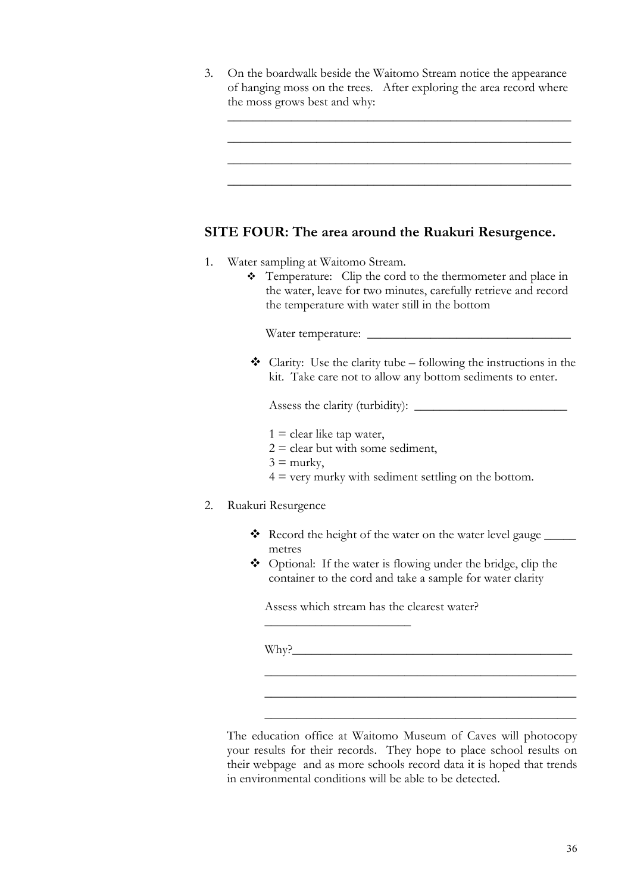3. On the boardwalk beside the Waitomo Stream notice the appearance of hanging moss on the trees. After exploring the area record where the moss grows best and why:

   ______________________________________________________

   ______________________________________________________

   ______________________________________________________

   ______________________________________________________

## SITE FOUR: The area around the Ruakuri Resurgence.

1. Water sampling at Waitomo Stream.
   - Temperature: Clip the cord to the thermometer and place in the water, leave for two minutes, carefully retrieve and record the temperature with water still in the bottom

     Water temperature: ________________________________

   - Clarity: Use the clarity tube – following the instructions in the kit. Take care not to allow any bottom sediments to enter.

     Assess the clarity (turbidity): ________________________

     1 = clear like tap water,
     2 = clear but with some sediment,
     3 = murky,
     4 = very murky with sediment settling on the bottom.

2. Ruakuri Resurgence

   - Record the height of the water on the water level gauge _____ metres
   - Optional: If the water is flowing under the bridge, clip the container to the cord and take a sample for water clarity

   Assess which stream has the clearest water? ______________________

   Why?____________________________________________

   ________________________________________________

   ________________________________________________

   ________________________________________________

The education office at Waitomo Museum of Caves will photocopy your results for their records. They hope to place school results on their webpage and as more schools record data it is hoped that trends in environmental conditions will be able to be detected.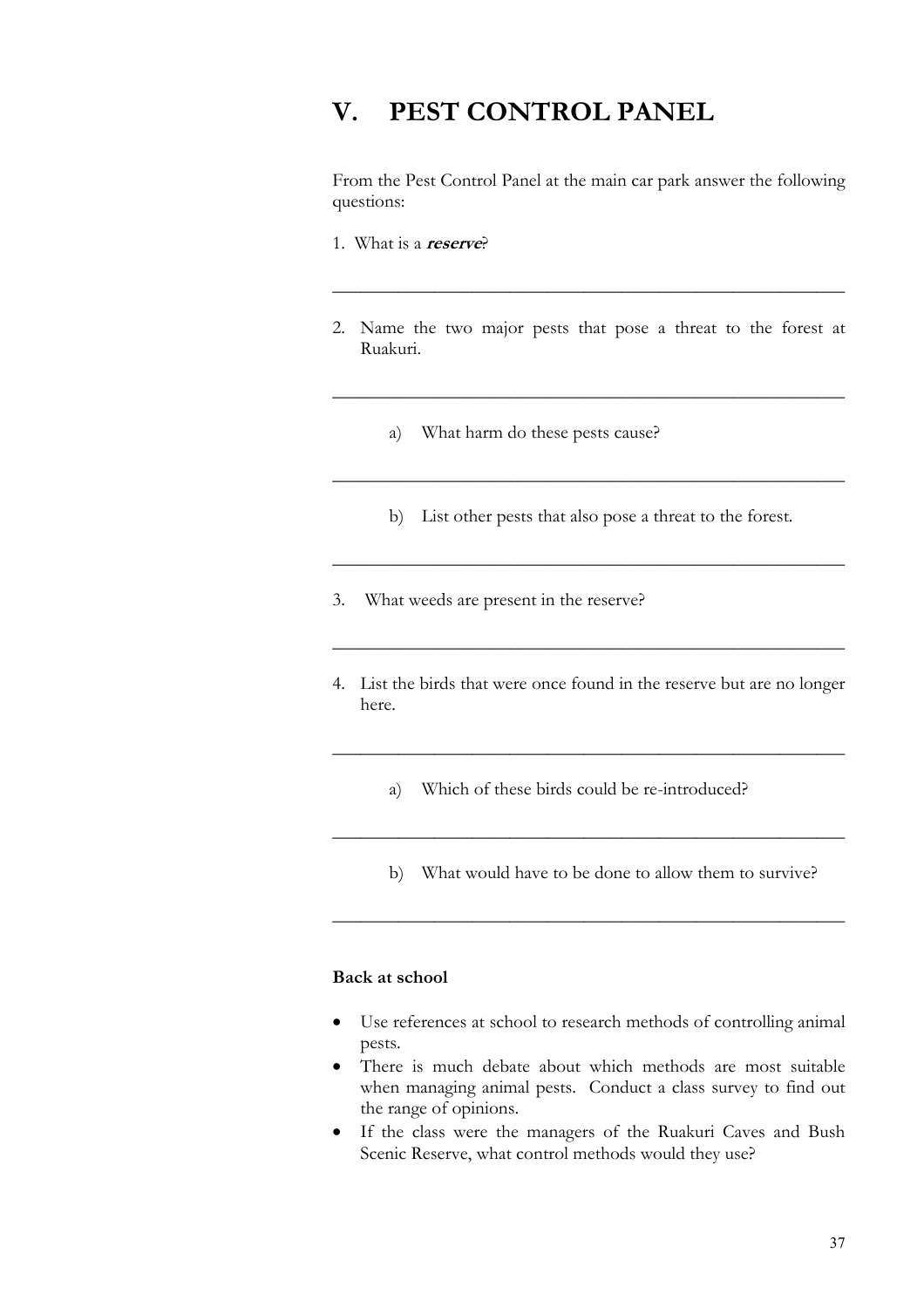# V. PEST CONTROL PANEL

From the Pest Control Panel at the main car park answer the following questions:

1. What is a ***reserve***?

_______________________________________________________

2. Name the two major pests that pose a threat to the forest at Ruakuri.

_______________________________________________________

   a) What harm do these pests cause?

_______________________________________________________

   b) List other pests that also pose a threat to the forest.

_______________________________________________________

3. What weeds are present in the reserve?

_______________________________________________________

4. List the birds that were once found in the reserve but are no longer here.

_______________________________________________________

   a) Which of these birds could be re-introduced?

_______________________________________________________

   b) What would have to be done to allow them to survive?

_______________________________________________________

**Back at school**

- Use references at school to research methods of controlling animal pests.
- There is much debate about which methods are most suitable when managing animal pests. Conduct a class survey to find out the range of opinions.
- If the class were the managers of the Ruakuri Caves and Bush Scenic Reserve, what control methods would they use?